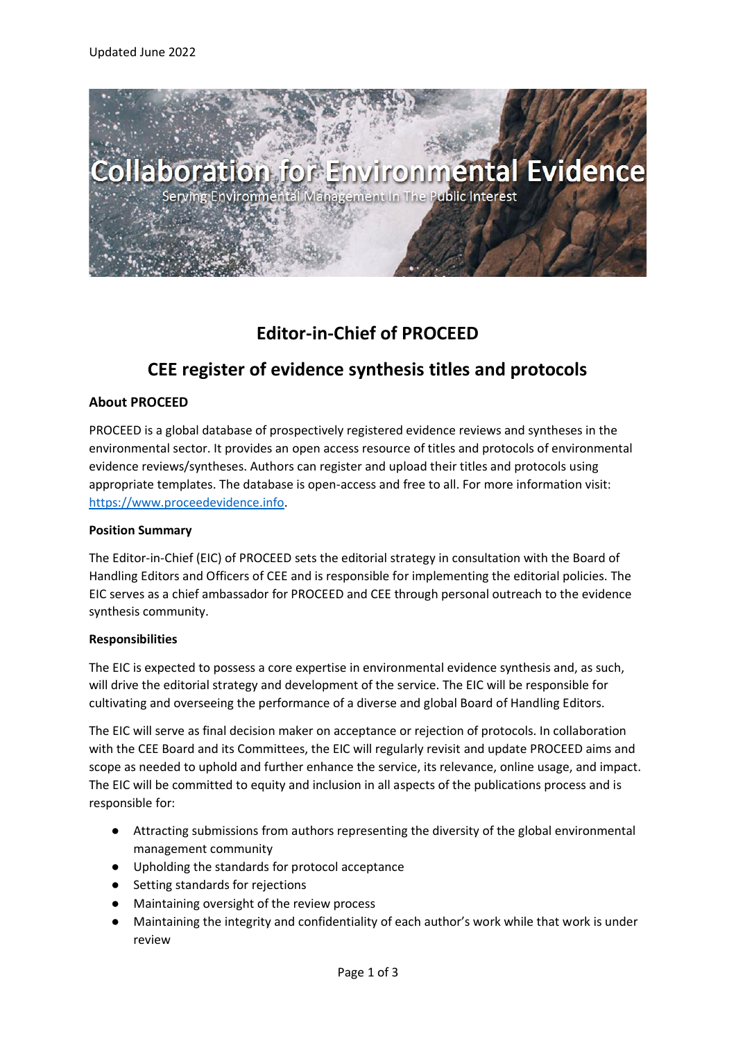Updated June 2022

Collaboration for Environmental Evidence

Serving Environmental Management In The Public Interest

# Editor-in-Chief of PROCEED

## CEE register of evidence synthesis titles and protocols

### About PROCEED

PROCEED is a global database of prospectively registered evidence reviews and syntheses in the environmental sector. It provides an open access resource of titles and protocols of environmental evidence reviews/syntheses. Authors can register and upload their titles and protocols using appropriate templates. The database is open-access and free to all. For more information visit: [https://www.proceedevidence.info](https://www.proceedevidence.info).

**Position Summary**

The Editor-in-Chief (EIC) of PROCEED sets the editorial strategy in consultation with the Board of Handling Editors and Officers of CEE and is responsible for implementing the editorial policies. The EIC serves as a chief ambassador for PROCEED and CEE through personal outreach to the evidence synthesis community.

**Responsibilities**

The EIC is expected to possess a core expertise in environmental evidence synthesis and, as such, will drive the editorial strategy and development of the service. The EIC will be responsible for cultivating and overseeing the performance of a diverse and global Board of Handling Editors.

The EIC will serve as final decision maker on acceptance or rejection of protocols. In collaboration with the CEE Board and its Committees, the EIC will regularly revisit and update PROCEED aims and scope as needed to uphold and further enhance the service, its relevance, online usage, and impact. The EIC will be committed to equity and inclusion in all aspects of the publications process and is responsible for:

- Attracting submissions from authors representing the diversity of the global environmental management community
- Upholding the standards for protocol acceptance
- Setting standards for rejections
- Maintaining oversight of the review process
- Maintaining the integrity and confidentiality of each author's work while that work is under review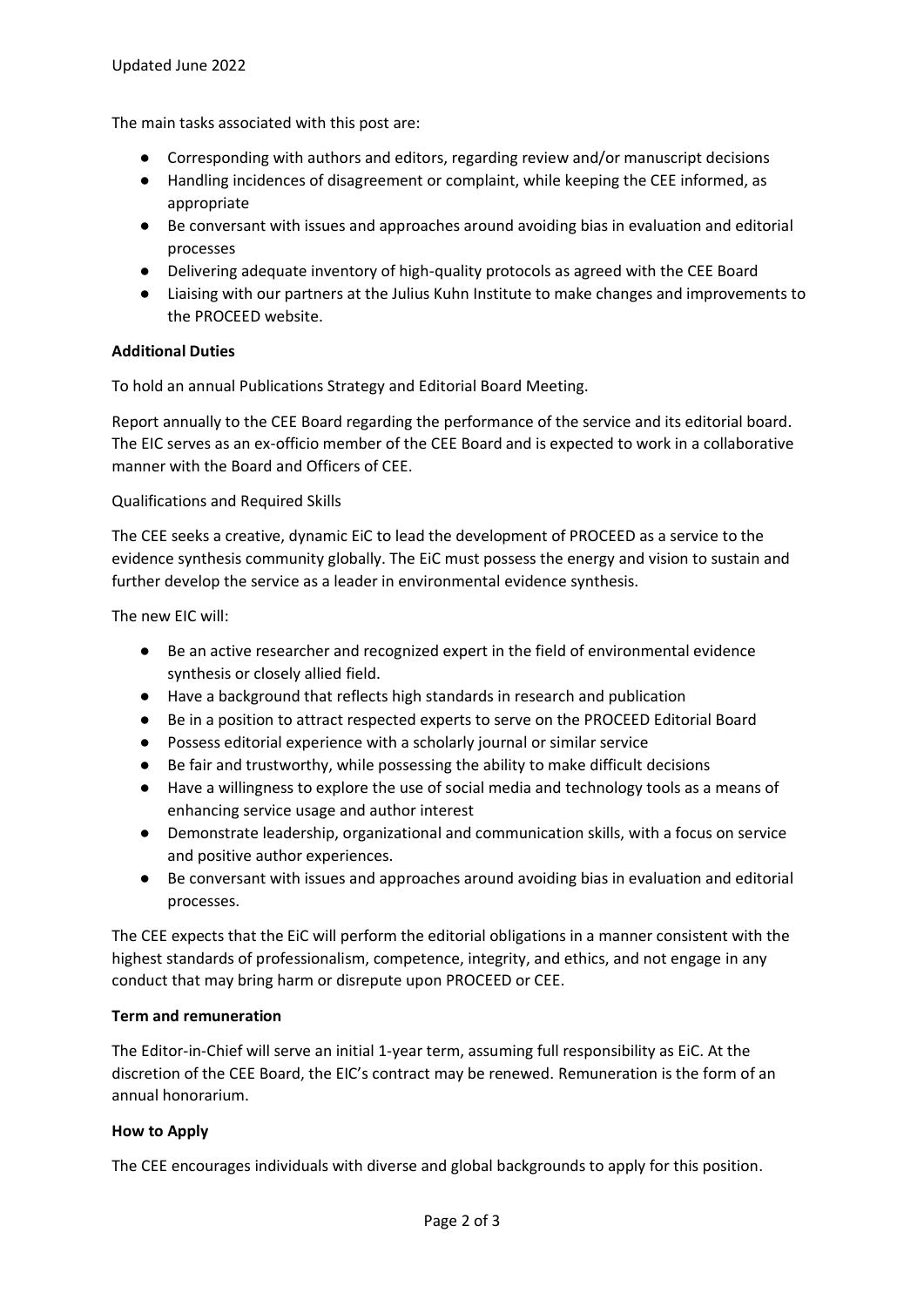Updated June 2022

The main tasks associated with this post are:

- Corresponding with authors and editors, regarding review and/or manuscript decisions
- Handling incidences of disagreement or complaint, while keeping the CEE informed, as appropriate
- Be conversant with issues and approaches around avoiding bias in evaluation and editorial processes
- Delivering adequate inventory of high-quality protocols as agreed with the CEE Board
- Liaising with our partners at the Julius Kuhn Institute to make changes and improvements to the PROCEED website.

**Additional Duties**

To hold an annual Publications Strategy and Editorial Board Meeting.

Report annually to the CEE Board regarding the performance of the service and its editorial board. The EIC serves as an ex-officio member of the CEE Board and is expected to work in a collaborative manner with the Board and Officers of CEE.

Qualifications and Required Skills

The CEE seeks a creative, dynamic EiC to lead the development of PROCEED as a service to the evidence synthesis community globally. The EiC must possess the energy and vision to sustain and further develop the service as a leader in environmental evidence synthesis.

The new EIC will:

- Be an active researcher and recognized expert in the field of environmental evidence synthesis or closely allied field.
- Have a background that reflects high standards in research and publication
- Be in a position to attract respected experts to serve on the PROCEED Editorial Board
- Possess editorial experience with a scholarly journal or similar service
- Be fair and trustworthy, while possessing the ability to make difficult decisions
- Have a willingness to explore the use of social media and technology tools as a means of enhancing service usage and author interest
- Demonstrate leadership, organizational and communication skills, with a focus on service and positive author experiences.
- Be conversant with issues and approaches around avoiding bias in evaluation and editorial processes.

The CEE expects that the EiC will perform the editorial obligations in a manner consistent with the highest standards of professionalism, competence, integrity, and ethics, and not engage in any conduct that may bring harm or disrepute upon PROCEED or CEE.

**Term and remuneration**

The Editor-in-Chief will serve an initial 1-year term, assuming full responsibility as EiC. At the discretion of the CEE Board, the EIC's contract may be renewed. Remuneration is the form of an annual honorarium.

**How to Apply**

The CEE encourages individuals with diverse and global backgrounds to apply for this position.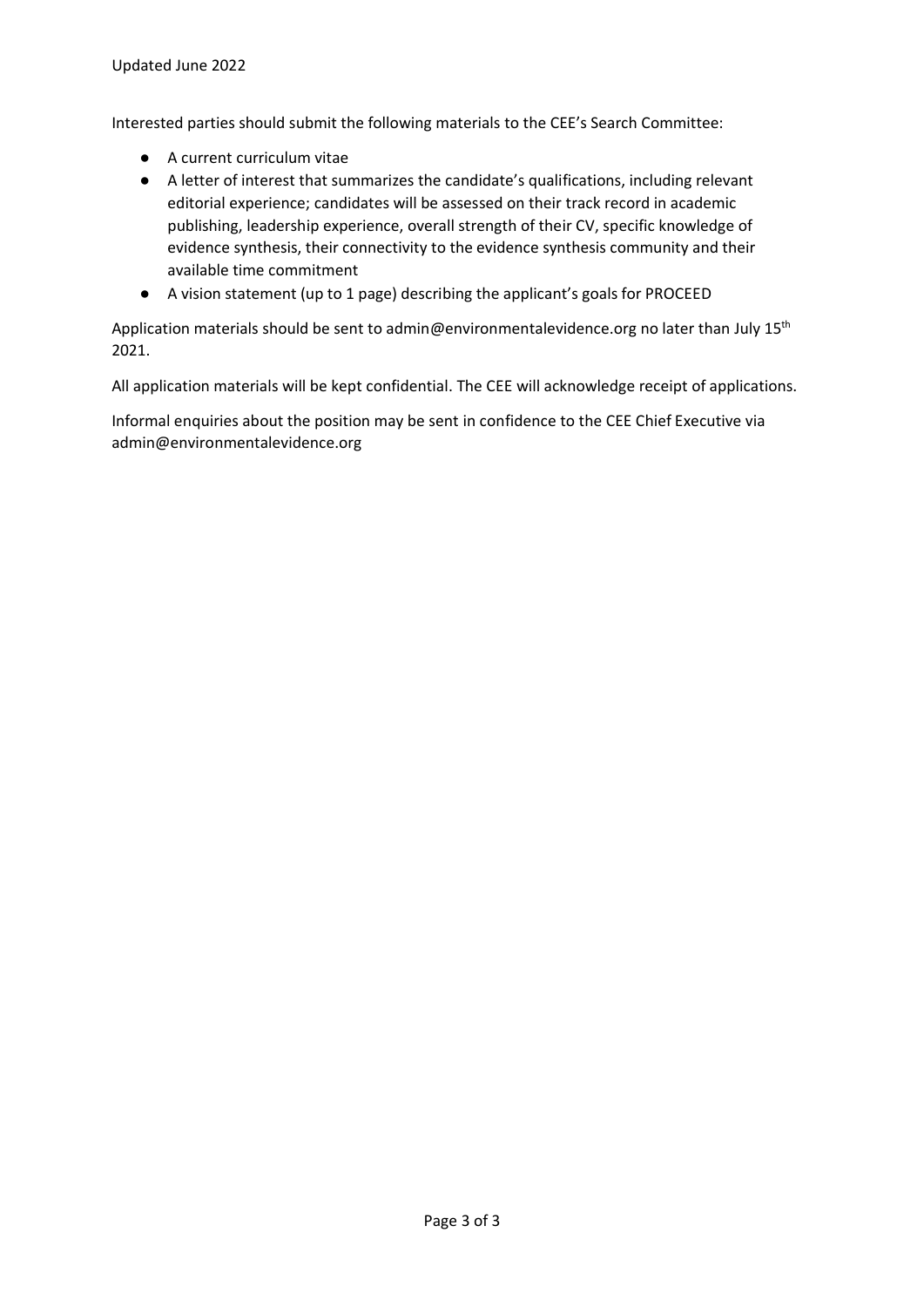Updated June 2022

Interested parties should submit the following materials to the CEE's Search Committee:

- A current curriculum vitae
- A letter of interest that summarizes the candidate's qualifications, including relevant editorial experience; candidates will be assessed on their track record in academic publishing, leadership experience, overall strength of their CV, specific knowledge of evidence synthesis, their connectivity to the evidence synthesis community and their available time commitment
- A vision statement (up to 1 page) describing the applicant's goals for PROCEED

Application materials should be sent to admin@environmentalevidence.org no later than July 15th 2021.

All application materials will be kept confidential. The CEE will acknowledge receipt of applications.

Informal enquiries about the position may be sent in confidence to the CEE Chief Executive via admin@environmentalevidence.org